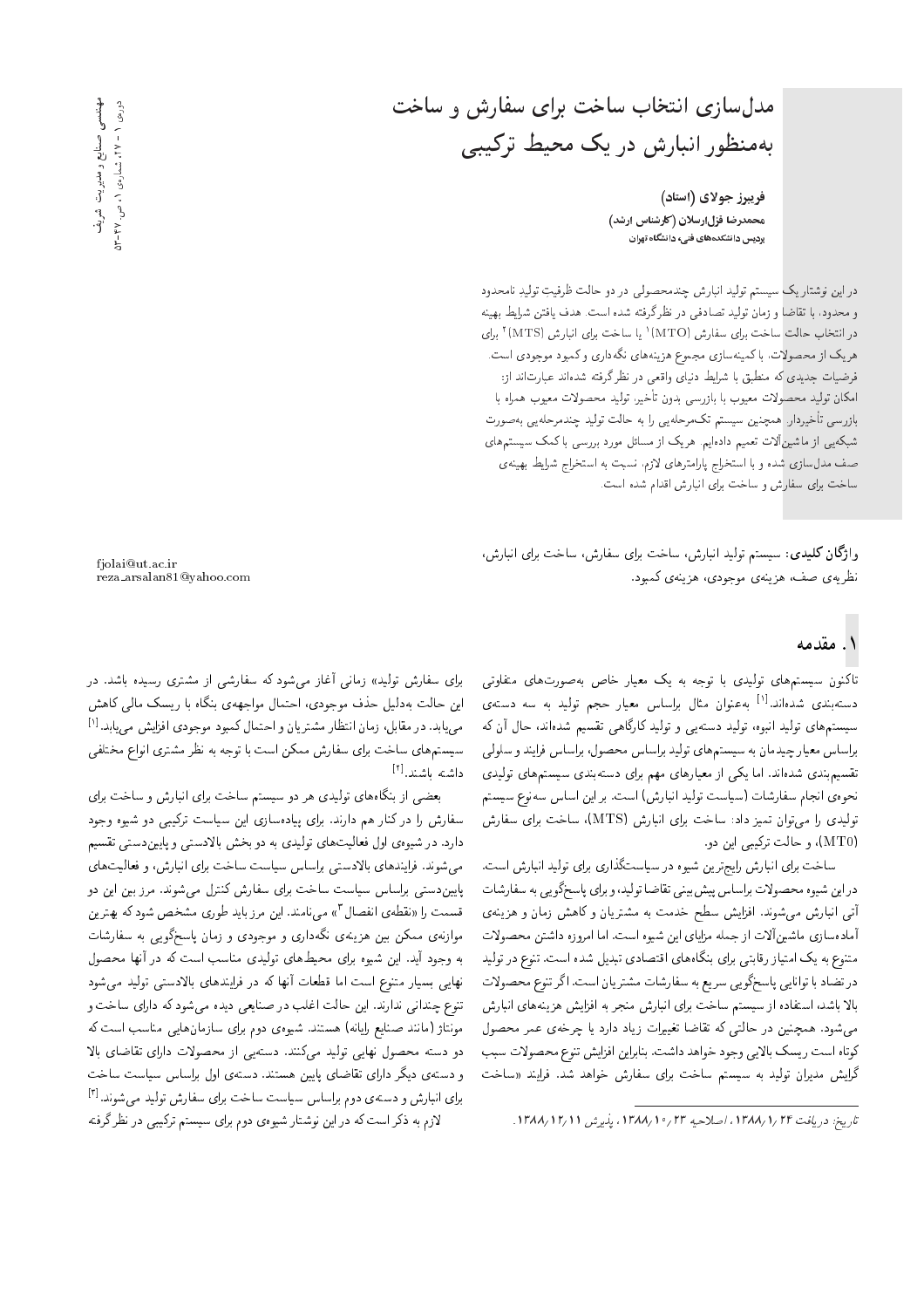# مدل‌سازی انتخاب ساخت برای سفارش و ساخت به‌منظور انبارش در یک محیط ترکیبی

**فریبرز جولای (استاد)**

**محمدرضا قزل‌ارسلان (کارشناس ارشد)**

پردیس دانشکده‌های فنی، دانشگاه تهران

fjolai@ut.ac.ir
reza_arsalan81@yahoo.com

در این نوشتار یک سیستم تولید انبارش چندمحصولی در دو حالت ظرفیت تولید نامحدود و محدود، با تقاضا و زمان تولید تصادفی در نظرگرفته شده است. هدف یافتن شرایط بهینه در انتخاب حالت ساخت برای سفارش (MTO)[1] یا ساخت برای انبارش (MTS)[2] برای هریک از محصولات، با کمینه‌سازی مجموع هزینه‌های نگه‌داری و کمبود موجودی است. فرضیات جدیدی که منطبق با شرایط دنیای واقعی در نظرگرفته شده‌اند عبارت‌اند از: امکان تولید محصولات معیوب با بازرسی بدون تأخیر، تولید محصولات معیوب همراه با بازرسی تأخیردار. همچنین سیستم تک‌مرحله‌یی را به حالت تولید چندمرحله‌یی به‌صورت شبکه‌یی از ماشین‌آلات تعمیم داده‌ایم. هریک از مسائل مورد بررسی با کمک سیستم‌های صف مدل‌سازی شده و با استخراج پارامترهای لازم، نسبت به استخراج شرایط بهینه‌ی ساخت برای سفارش و ساخت برای انبارش اقدام شده است.

**واژگان کلیدی:** سیستم تولید انبارش، ساخت برای سفارش، ساخت برای انبارش، نظریه‌ی صف، هزینه‌ی موجودی، هزینه‌ی کمبود.

## ۱. مقدمه

تاکنون سیستم‌های تولیدی با توجه به یک معیار خاص به‌صورت‌های متفاوتی دسته‌بندی شده‌اند.[1] به‌عنوان مثال براساس معیار حجم تولید به سه دسته‌ی سیستم‌های تولید انبوه، تولید دسته‌یی و تولید کارگاهی تقسیم شده‌اند، حال آن که براساس معیار چیدمان به سیستم‌های تولید براساس محصول، براساس فرایند و سلولی تقسیم‌بندی شده‌اند. اما یکی از معیارهای مهم برای دسته‌بندی سیستم‌های تولیدی نحوه‌ی انجام سفارشات (سیاست تولید انبارش) است. بر این اساس سه‌نوع سیستم تولیدی را می‌توان تمیز داد: ساخت برای انبارش (MTS)، ساخت برای سفارش (MTO)، و حالت ترکیبی این دو.

ساخت برای انبارش رایج‌ترین شیوه در سیاست‌گذاری برای تولید انبارش است. در این شیوه محصولات براساس پیش‌بینی تقاضا تولید، و برای پاسخ‌گویی به سفارشات آتی انبارش می‌شوند. افزایش سطح خدمت به مشتریان و کاهش زمان و هزینه‌ی آماده‌سازی ماشین‌آلات از جمله مزایای این شیوه است. اما امروزه داشتن محصولات متنوع به یک امتیاز رقابتی برای بنگاه‌های اقتصادی تبدیل شده است. تنوع در تولید در تضاد با توانایی پاسخ‌گویی سریع به سفارشات مشتریان است. اگر تنوع محصولات بالا باشد، استفاده از سیستم ساخت برای انبارش منجر به افزایش هزینه‌های انبارش می‌شود. همچنین در حالتی که تقاضا تغییرات زیاد دارد یا چرخه‌ی عمر محصول کوتاه است ریسک بالایی وجود خواهد داشت. بنابراین افزایش تنوع محصولات سبب گرایش مدیران تولید به سیستم ساخت برای سفارش خواهد شد. فرایند «ساخت برای سفارش تولید» زمانی آغاز می‌شود که سفارشی از مشتری رسیده باشد. در این حالت به‌دلیل حذف موجودی، احتمال مواجهه‌ی بنگاه با ریسک مالی کاهش می‌یابد. در مقابل، زمان انتظار مشتریان و احتمال کمبود موجودی افزایش می‌یابد.[1] سیستم‌های ساخت برای سفارش ممکن است با توجه به نظر مشتری انواع مختلفی داشته باشند.[2]

بعضی از بنگاه‌های تولیدی هر دو سیستم ساخت برای انبارش و ساخت برای سفارش را در کنار هم دارند. برای پیاده‌سازی این سیاست ترکیبی دو شیوه وجود دارد. در شیوه‌ی اول فعالیت‌های تولیدی به دو بخش بالادستی و پایین‌دستی تقسیم می‌شوند. فرایندهای بالادستی براساس سیاست ساخت برای انبارش، و فعالیت‌های پایین‌دستی براساس سیاست ساخت برای سفارش کنترل می‌شوند. مرز بین این دو قسمت را «نقطه‌ی انفصال[3]» می‌نامند. این مرز باید طوری مشخص شود که بهترین موازنه‌ی ممکن بین هزینه‌ی نگه‌داری و موجودی و زمان پاسخ‌گویی به سفارشات به وجود آید. این شیوه برای محیط‌های تولیدی مناسب است که در آنها محصول نهایی بسیار متنوع است اما قطعات آنها که در فرایندهای بالادستی تولید می‌شود تنوع چندانی ندارند. این حالت اغلب در صنایعی دیده می‌شود که دارای ساخت و مونتاژ (مانند صنایع رایانه) هستند. شیوه‌ی دوم برای سازمان‌هایی مناسب است که دو دسته محصول نهایی تولید می‌کنند. دسته‌یی از محصولات دارای تقاضای بالا و دسته‌ی دیگر دارای تقاضای پایین هستند. دسته‌ی اول براساس سیاست ساخت برای انبارش و دسته‌ی دوم براساس سیاست ساخت برای سفارش تولید می‌شوند.[3] لازم به ذکر است که در این نوشتار شیوه‌ی دوم برای سیستم ترکیبی در نظرگرفته

*تاریخ: دریافت ۱۳۸۸/۱/۲۴، اصلاحیه ۱۳۸۸/۱۰/۲۳، پذیرش ۱۳۸۸/۱۲/۱۱.*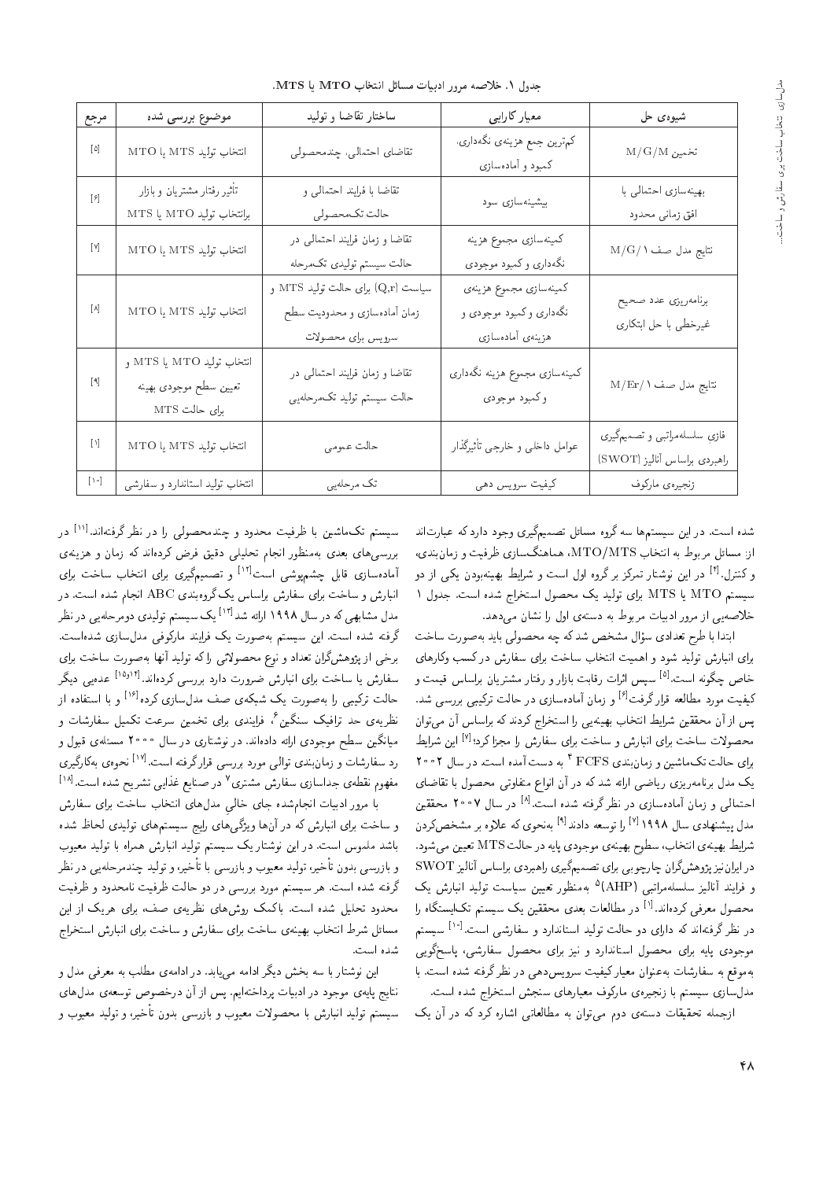جدول ۱. خلاصه مرور ادبیات مسائل انتخاب MTO یا MTS.

| مرجع | موضوع بررسی شده | ساختار تقاضا و تولید | معیار کارایی | شیوه‌ی حل |
|---|---|---|---|---|
| [۵] | انتخاب تولید MTS یا MTO | تقاضای احتمالی، چندمحصولی | کم‌ترین جمع هزینه‌ی نگه‌داری، کمبود و آماده‌سازی | تخمین M/G/M |
| [۶] | تأثیر رفتار مشتریان و بازار برانتخاب تولید MTO یا MTS | تقاضا با فرایند احتمالی و حالت تک‌محصولی | بیشینه‌سازی سود | بهینه‌سازی احتمالی با افق زمانی محدود |
| [۷] | انتخاب تولید MTS یا MTO | تقاضا و زمان فرایند احتمالی در حالت سیستم تولیدی تک‌مرحله | کمینه‌سازی مجموع هزینه نگه‌داری و کمبود موجودی | نتایج مدل صف M/G/۱ |
| [۸] | انتخاب تولید MTS یا MTO | سیاست (Q,r) برای حالت تولید MTS و زمان آماده‌سازی و محدودیت سطح سرویس برای محصولات | کمینه‌سازی مجموع هزینه‌ی نگه‌داری و کمبود موجودی و هزینه‌ی آماده‌سازی | برنامه‌ریزی عدد صحیح غیرخطی با حل ابتکاری |
| [۹] | انتخاب تولید MTO یا MTS و تعیین سطح موجودی بهینه برای حالت MTS | تقاضا و زمان فرایند احتمالی در حالت سیستم تولید تک‌مرحله‌یی | کمینه‌سازی مجموع هزینه نگه‌داری و کمبود موجودی | نتایج مدل صف M/Er/۱ |
| [۱] | انتخاب تولید MTS یا MTO | حالت عمومی | عوامل داخلی و خارجی تأثیرگذار | فازیِ سلسله‌مراتبی و تصمیم‌گیری راهبردی براساس آنالیز (SWOT) |
| [۱۰] | انتخاب تولید استاندارد و سفارشی | تک مرحله‌یی | کیفیت سرویس دهی | زنجیره‌ی مارکوف |

شده است. در این سیستم‌ها سه گروه مسائل تصمیم‌گیری وجود دارد که عبارت‌اند از: مسائل مربوط به انتخاب MTO/MTS، هماهنگ‌سازی ظرفیت و زمان‌بندی، و کنترل.[۲] در این نوشتار تمرکز بر گروه اول است و شرایط بهینه‌بودن یکی از دو سیستم MTO یا MTS برای تولید یک محصول استخراج شده است. جدول ۱ خلاصه‌یی از مرور ادبیات مربوط به دسته‌ی اول را نشان می‌دهد.

ابتدا با طرح تعدادی سؤال مشخص شد که چه محصولی باید به‌صورت ساخت برای انبارش تولید شود و اهمیت انتخاب ساخت برای سفارش در کسب وکارهای خاص چگونه است.[۵] سپس اثرات رقابت بازار و رفتار مشتریان براساس قیمت و کیفیت مورد مطالعه قرار گرفت[۶] و زمان آماده‌سازی در حالت ترکیبی بررسی شد. پس از آن محققین شرایط بهینه‌یی را استخراج کردند که براساس آن می‌توان محصولات ساخت برای انبارش و ساخت برای سفارش را مجزا کرد؛[۷] این شرایط برای حالت تک‌ماشین و زمان‌بندی FCFS [۴] به دست آمده است. در سال ۲۰۰۲ یک مدل برنامه‌ریزی ریاضی ارائه شد که در آن انواع متفاوتی محصول با تقاضای احتمالی و زمان آماده‌سازی در نظر گرفته شده است.[۸] در سال ۲۰۰۷ محققین مدل پیشنهادی سال ۱۹۹۸[۷] را توسعه دادند[۹] به‌نحوی که علاوه بر مشخص‌کردن شرایط بهینه‌ی انتخاب، سطوح بهینه‌ی موجودی پایه در حالت MTS تعیین می‌شود. در ایران نیز پژوهشگران چارچوبی برای تصمیم‌گیری راهبردی براساس آنالیز SWOT و فرایند آنالیز سلسله‌مراتبی (AHP)[۵] به‌منظور تعیین سیاست تولید انبارش یک محصول معرفی کرده‌اند.[۱] در مطالعات بعدی محققین یک سیستم تک‌ایستگاه را در نظر گرفته‌اند که دارای دو حالت تولید استاندارد و سفارشی است.[۱۰] سیستم موجودی پایه برای محصول استاندارد و نیز برای محصول سفارشی، پاسخ‌گویی به‌موقع به سفارشات به‌عنوان معیار کیفیت سرویس‌دهی در نظر گرفته شده است. با مدل‌سازی سیستم با زنجیره‌ی مارکوف معیارهای سنجش استخراج شده است.

ازجمله تحقیقات دسته‌ی دوم می‌توان به مطالعاتی اشاره کرد که در آن یک سیستم تک‌ماشین با ظرفیت محدود و چندمحصولی را در نظر گرفته‌اند.[۱۱] در بررسی‌های بعدی به‌منظور انجام تحلیلی دقیق فرض کرده‌اند که زمان و هزینه‌ی آماده‌سازی قابل چشم‌پوشی است[۱۲] و تصمیم‌گیری برای انتخاب ساخت برای انبارش و ساخت برای سفارش براساس یک گروه‌بندی ABC انجام شده است. در مدل مشابهی که در سال ۱۹۹۸ ارائه شد[۱۳] یک سیستم تولیدی دومرحله‌یی در نظر گرفته شده است. این سیستم به‌صورت یک فرایند مارکوفی مدل‌سازی شده‌است. برخی از پژوهشگران تعداد و نوع محصولاتی را که تولید آنها به‌صورت ساخت برای سفارش یا ساخت برای انبارش ضرورت دارد بررسی کرده‌اند.[۱۴،۱۵] عده‌یی دیگر حالت ترکیبی را به‌صورت یک شبکه‌ی صف مدل‌سازی کرده[۱۶] و با استفاده از نظریه‌ی حد ترافیک سنگین[۶]، فرایندی برای تخمین سرعت تکمیل سفارشات و میانگین سطح موجودی ارائه داده‌اند. در نوشتاری در سال ۲۰۰۰ مسئله‌ی قبول و رد سفارشات و زمان‌بندی توالی مورد بررسی قرارگرفته است.[۱۷] نحوه‌ی به‌کارگیری مفهوم نقطه‌ی جداسازی سفارش مشتری[۷] در صنایع غذایی تشریح شده است.[۱۸]

با مرور ادبیات انجام‌شده جای خالی مدل‌های انتخاب ساخت برای سفارش و ساخت برای انبارش که در آن‌ها ویژگی‌های رایج سیستم‌های تولیدی لحاظ شده باشد ملموس است. در این نوشتار یک سیستم تولید انبارش همراه با تولید معیوب و بازرسی بدون تأخیر، تولید معیوب و بازرسی با تأخیر، و تولید چندمرحله‌یی در نظر گرفته شده است. هر سیستم مورد بررسی در دو حالت ظرفیت نامحدود و ظرفیت محدود تحلیل شده است. باکمک روش‌های نظریه‌ی صف، برای هریک از این مسائل شرط انتخاب بهینه‌ی ساخت برای سفارش و ساخت برای انبارش استخراج شده است.

این نوشتار با سه بخش دیگر ادامه می‌یابد. در ادامه‌ی مطلب به معرفی مدل و نتایج پایه‌ی موجود در ادبیات پرداخته‌ایم. پس از آن درخصوص توسعه‌ی مدل‌های سیستم تولید انبارش با محصولات معیوب و بازرسی بدون تأخیر، و تولید معیوب و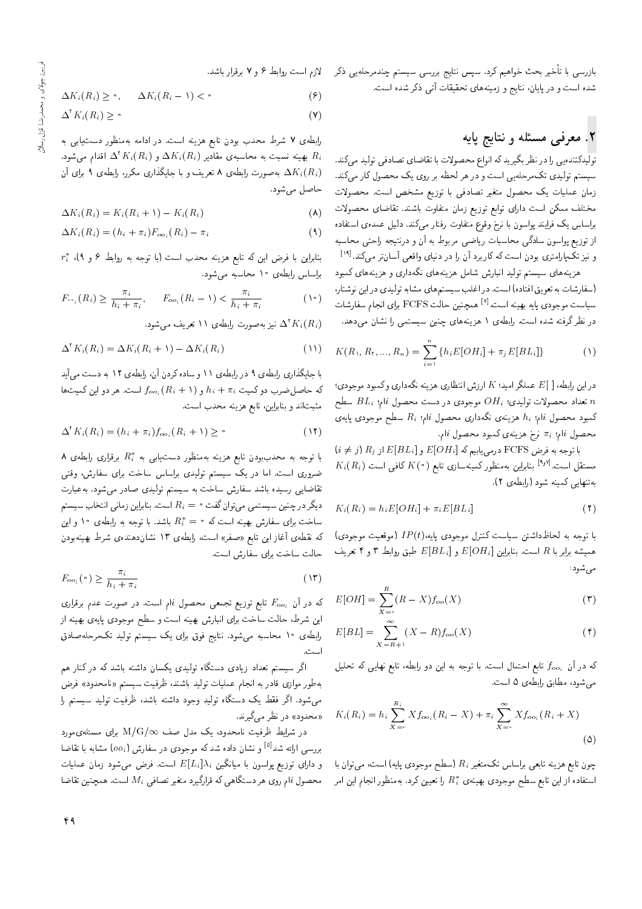بازرسی با تأخیر بحث خواهیم کرد. سپس نتایج بررسی سیستم چندمرحله‌یی ذکر شده است و در پایان، نتایج و زمینه‌های تحقیقات آتی ذکر شده است.

## ۲. معرفی مسئله و نتایج پایه

تولیدکننده‌یی را در نظر بگیرید که انواع محصولات با تقاضای تصادفی تولید می‌کند. سیستم تولیدی تک‌مرحله‌یی است و در هر لحظه بر روی یک محصول کار می‌کند. زمان عملیات یک محصول متغیر تصادفی با توزیع مشخص است. محصولات مختلف ممکن است دارای توابع توزیع زمان متفاوت باشند. تقاضای محصولات براساس یک فرایند پواسون با نرخ وقوع متفاوت رفتار می‌کند. دلیل عمده‌ی استفاده از توزیع پواسون سادگی محاسبات ریاضی مربوط به آن و درنتیجه راحتی محاسبه و نیز تک‌پارامتری بودن است که کاربرد آن را در دنیای واقعی آسان‌تر می‌کند.[19]

هزینه‌های سیستم تولید انبارش شامل هزینه‌های نگه‌داری و هزینه‌های کمبود (سفارشات به تعویق افتاده) است. در اغلب سیستم‌های مشابه تولیدی در این نوشتار، سیاست موجودی پایه بهینه است.[7] همچنین حالت FCFS برای انجام سفارشات در نظر گرفته شده است. رابطه‌ی ۱ هزینه‌های چنین سیستمی را نشان می‌دهد.

$$K(R_1, R_2, ..., R_n) = \sum_{i=1}^{n} \{h_i E[OH_i] + \pi_j E[BL_i]\} \qquad (1)$$

در این رابطه، $E[\ ]$ عملگر امید؛ $K$ ارزش انتظاری هزینه نگه‌داری و کمبود موجودی؛ $n$ تعداد محصولات تولیدی؛ $OH_i$ موجودی در دست محصول $i$ام؛ $BL_i$ سطح کمبود محصول $i$ام؛ $h_i$ هزینه‌ی نگه‌داری محصول $i$ام؛ $R_i$ سطح موجودی پایه‌ی محصول $i$ام؛ $\pi_i$ نرخ هزینه‌ی کمبود محصول $i$ام.

با توجه به فرض FCFS درمی‌یابیم که $E[OH_i]$ و $E[BL_i]$ از $R_j$ $(i \neq j)$ مستقل است.[9و7] بنابراین به‌منظور کمینه‌سازی تابع $K(\circ)$ کافی است $K_i(R_i)$ به‌تنهایی کمینه شود (رابطه‌ی ۲).

$$K_i(R_i) = h_i E[OH_i] + \pi_i E[BL_i] \qquad (2)$$

با توجه به لحاظ‌داشتن سیاست کنترل موجودی پایه، $IP(t)$ (موقعیت موجودی) همیشه برابر با $R$ است. بنابراین $E[OH_i]$ و $E[BL_i]$ طبق روابط ۳ و ۴ تعریف می‌شود:

$$E[OH] = \sum_{X=0}^{R} (R - X) f_{oo}(X) \qquad (3)$$

$$E[BL] = \sum_{X=R+1}^{\infty} (X - R) f_{oo}(X) \qquad (4)$$

که در آن $f_{oo_i}$ تابع احتمال است. با توجه به این دو رابطه، تابع نهایی که تحلیل می‌شود، مطابق رابطه‌ی ۵ است.

$$K_i(R_i) = h_i \sum_{X=0}^{R_i} X f_{oo_i}(R_i - X) + \pi_i \sum_{X=0}^{\infty} X f_{oo_i}(R_i + X) \qquad (5)$$

چون تابع هزینه تابعی براساس تک‌متغیر $R_i$ (سطح موجودی پایه) است، می‌توان با استفاده از این تابع سطح موجودی بهینه‌ی $R_i^*$ را تعیین کرد. به‌منظور انجام این امر لازم است روابط ۶ و ۷ برقرار باشد.

$$\Delta K_i(R_i) \geq 0, \qquad \Delta K_i(R_i - 1) < 0 \qquad (6)$$

$$\Delta^2 K_i(R_i) \geq 0 \qquad (7)$$

رابطه‌ی ۷ شرط محدب بودن تابع هزینه است. در ادامه به‌منظور دستیابی به $R_i$ بهینه نسبت به محاسبه‌ی مقادیر $\Delta K_i(R_i)$ و $\Delta^2 K_i(R_i)$ اقدام می‌شود. $\Delta K_i(R_i)$ به‌صورت رابطه‌ی ۸ تعریف و با جایگذاری مکرر، رابطه‌ی ۹ برای آن حاصل می‌شود.

$$\Delta K_i(R_i) = K_i(R_i + 1) - K_i(R_i) \qquad (8)$$

$$\Delta K_i(R_i) = (h_i + \pi_i) F_{oo_i}(R_i) - \pi_i \qquad (9)$$

بنابراین با فرض این که تابع هزینه محدب است (با توجه به روابط ۶ و ۹)، $r_i^*$ براساس رابطه‌ی ۱۰ محاسبه می‌شود.

$$F_{oo_i}(R_i) \geq \frac{\pi_i}{h_i + \pi_i}, \qquad F_{oo_i}(R_i - 1) < \frac{\pi_i}{h_i + \pi_i} \qquad (10)$$

$\Delta^2 K_i(R_i)$ نیز به‌صورت رابطه‌ی ۱۱ تعریف می‌شود.

$$\Delta^2 K_i(R_i) = \Delta K_i(R_i + 1) - \Delta K_i(R_i) \qquad (11)$$

با جایگذاری رابطه‌ی ۹ در رابطه‌ی ۱۱ و ساده کردن آن، رابطه‌ی ۱۲ به دست می‌آید که حاصل‌ضرب دو کمیت $h_i + \pi_i$ و $f_{oo_i}(R_i + 1)$ است. هر دو این کمیت‌ها مثبت‌اند و بنابراین، تابع هزینه محدب است.

$$\Delta^2 K_i(R_i) = (h_i + \pi_i) f_{oo_i}(R_i + 1) \geq 0 \qquad (12)$$

با توجه به محدب‌بودن تابع هزینه به‌منظور دستیابی به $R_i^*$ برقراری رابطه‌ی ۸ ضروری است. اما در یک سیستم تولیدی براساس ساخت برای سفارش، وقتی تقاضایی رسیده باشد سفارش ساخت به سیستم تولیدی صادر می‌شود. به‌عبارت دیگر در چنین سیستمی می‌توان گفت $R_i = 0$ است. بنابراین زمانی انتخاب سیستم ساخت برای سفارش بهینه است که $R_i^* = 0$ باشد. با توجه به رابطه‌ی ۱۰ و این که نقطه‌ی آغاز این تابع «صفر» است، رابطه‌ی ۱۳ نشان‌دهنده‌ی شرط بهینه‌بودن حالت ساخت برای سفارش است.

$$F_{oo_i}(0) \geq \frac{\pi_i}{h_i + \pi_i} \qquad (13)$$

که در آن $F_{oo_i}$ تابع توزیع تجمعی محصول $i$ام است. در صورت عدم برقراری این شرط، حالت ساخت برای انبارش بهینه است و سطح موجودی پایه‌ی بهینه از رابطه‌ی ۱۰ محاسبه می‌شود. نتایج فوق برای یک سیستم تولید تک‌مرحله‌صادق است.

اگر سیستم تعداد زیادی دستگاه تولیدی یکسان داشته باشد که در کنار هم به‌طور موازی قادر به انجام عملیات تولید باشند، ظرفیت سیستم «نامحدود» فرض می‌شود. اگر فقط یک دستگاه تولید وجود داشته باشد، ظرفیت تولید سیستم را «محدود» در نظر می‌گیرند.

در شرایط ظرفیت نامحدود، یک مدل صف $M/G/\infty$ برای مسئله‌ی مورد بررسی ارائه شد[5] و نشان داده شد که موجودی در سفارش ($oo_i$) مشابه با تقاضا و دارای توزیع پواسون با میانگین $E[L_i]\lambda_i$ است. فرض می‌شود زمان عملیات محصول $i$ام روی هر دستگاهی که قرارگیرد متغیر تصادفی $M_i$ است. همچنین تقاضا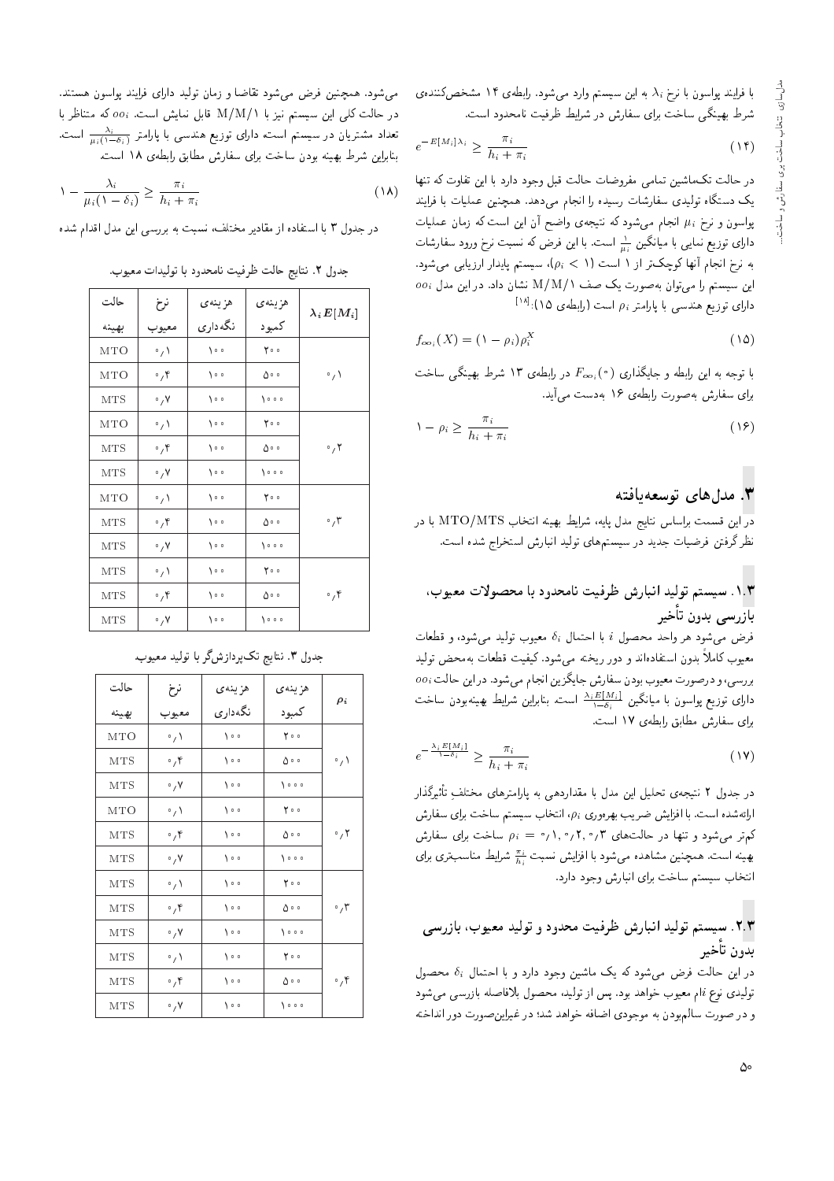با فرایند پواسون با نرخ $\lambda_i$ به این سیستم وارد می‌شود. رابطه‌ی ۱۴ مشخص‌کننده‌ی شرط بهینگی ساخت برای سفارش در شرایط ظرفیت نامحدود است.

$$e^{-E[M_i]\lambda_i} \geq \frac{\pi_i}{h_i + \pi_i} \tag{14}$$

در حالت تک‌ماشین تمامی مفروضات حالت قبل وجود دارد با این تفاوت که تنها یک دستگاه تولیدی سفارشات رسیده را انجام می‌دهد. همچنین عملیات با فرایند پواسون و نرخ $\mu_i$ انجام می‌شود که نتیجه‌ی واضح آن این است که زمان عملیات دارای توزیع نمایی با میانگین $\frac{1}{\mu_i}$ است. با این فرض که نسبت نرخ ورود سفارشات به نرخ انجام آنها کوچک‌تر از ۱ است ($\rho_i < 1$)، سیستم پایدار ارزیابی می‌شود. این سیستم را می‌توان به‌صورت یک صف M/M/1 نشان داد. در این مدل $oo_i$ دارای توزیع هندسی با پارامتر $\rho_i$ است (رابطه‌ی ۱۵).[18]

$$f_{oo_i}(X) = (1 - \rho_i)\rho_i^X \tag{15}$$

با توجه به این رابطه و جایگذاری $F_{oo_i}(\circ)$ در رابطه‌ی ۱۳ شرط بهینگی ساخت برای سفارش به‌صورت رابطه‌ی ۱۶ به‌دست می‌آید.

$$1 - \rho_i \geq \frac{\pi_i}{h_i + \pi_i} \tag{16}$$

## ۳. مدل‌های توسعه‌یافته

در این قسمت براساس نتایج مدل پایه، شرایط بهینه انتخاب MTO/MTS با در نظرگرفتن فرضیات جدید در سیستم‌های تولید انبارش استخراج شده است.

### ۱.۳. سیستم تولید انبارش ظرفیت نامحدود با محصولات معیوب، بازرسی بدون تأخیر

فرض می‌شود هر واحد محصول $i$ با احتمال $\delta_i$ معیوب تولید می‌شود، و قطعات معیوب کاملاً بدون استفاده‌اند و دور ریخته می‌شوند. کیفیت قطعات به‌محض تولید بررسی، و درصورت معیوب بودن سفارش جایگزین انجام می‌شود. در این حالت $oo_i$ دارای توزیع پواسون با میانگین $\frac{\lambda_i E[M_i]}{1-\delta_i}$ است. بنابراین شرایط بهینه‌بودن ساخت برای سفارش مطابق رابطه‌ی ۱۷ است.

$$e^{-\frac{\lambda_i E[M_i]}{1-\delta_i}} \geq \frac{\pi_i}{h_i + \pi_i} \tag{17}$$

در جدول ۲ نتیجه‌ی تحلیل این مدل با مقداردهی به پارامترهای مختلف تأثیرگذار ارائه‌شده است. با افزایش ضریب بهره‌وری $\rho_i$، انتخاب سیستم ساخت برای سفارش کم‌تر می‌شود و تنها در حالت‌های $\rho_i = 0{,}1, 0{,}2, 0{,}3$ ساخت برای سفارش بهینه است. همچنین مشاهده می‌شود با افزایش نسبت $\frac{\pi_i}{h_i}$ شرایط مناسب‌تری برای انتخاب سیستم ساخت برای انبارش وجود دارد.

### ۲.۳. سیستم تولید انبارش ظرفیت محدود و تولید معیوب، بازرسی بدون تأخیر

در این حالت فرض می‌شود که یک ماشین وجود دارد و با احتمال $\delta_i$ محصول تولیدی نوع $i$ام معیوب خواهد بود. پس از تولید، محصول بلافاصله بازرسی می‌شود و در صورت سالم‌بودن به موجودی اضافه خواهد شد؛ در غیراین‌صورت دور انداخته می‌شود. همچنین فرض می‌شود تقاضا و زمان تولید دارای فرایند پواسون هستند. در حالت کلی این سیستم نیز با M/M/1 قابل نمایش است. $oo_i$ که متناظر با تعداد مشتریان در سیستم است، دارای توزیع هندسی با پارامتر $\frac{\lambda_i}{\mu_i(1-\delta_i)}$ است. بنابراین شرط بهینه بودن ساخت برای سفارش مطابق رابطه‌ی ۱۸ است.

$$1 - \frac{\lambda_i}{\mu_i(1-\delta_i)} \geq \frac{\pi_i}{h_i + \pi_i} \tag{18}$$

در جدول ۳ با استفاده از مقادیر مختلف، نسبت به بررسی این مدل اقدام شده

جدول ۲. نتایج حالت ظرفیت نامحدود با تولیدات معیوب.

| $\lambda_i E[M_i]$ | هزینه‌ی کمبود | هزینه‌ی نگه‌داری | نرخ معیوب | حالت بهینه |
|---|---|---|---|---|
| ۰٫۱ | ۲۰۰ | ۱۰۰ | ۰٫۱ | MTO |
| | ۵۰۰ | ۱۰۰ | ۰٫۴ | MTO |
| | ۱۰۰۰ | ۱۰۰ | ۰٫۷ | MTS |
| ۰٫۲ | ۲۰۰ | ۱۰۰ | ۰٫۱ | MTO |
| | ۵۰۰ | ۱۰۰ | ۰٫۴ | MTS |
| | ۱۰۰۰ | ۱۰۰ | ۰٫۷ | MTS |
| ۰٫۳ | ۲۰۰ | ۱۰۰ | ۰٫۱ | MTO |
| | ۵۰۰ | ۱۰۰ | ۰٫۴ | MTS |
| | ۱۰۰۰ | ۱۰۰ | ۰٫۷ | MTS |
| ۰٫۴ | ۲۰۰ | ۱۰۰ | ۰٫۱ | MTS |
| | ۵۰۰ | ۱۰۰ | ۰٫۴ | MTS |
| | ۱۰۰۰ | ۱۰۰ | ۰٫۷ | MTS |

جدول ۳. نتایج تک‌پردازش‌گر با تولید معیوب.

| $\rho_i$ | هزینه‌ی کمبود | هزینه‌ی نگه‌داری | نرخ معیوب | حالت بهینه |
|---|---|---|---|---|
| ۰٫۱ | ۲۰۰ | ۱۰۰ | ۰٫۱ | MTO |
| | ۵۰۰ | ۱۰۰ | ۰٫۴ | MTS |
| | ۱۰۰۰ | ۱۰۰ | ۰٫۷ | MTS |
| ۰٫۲ | ۲۰۰ | ۱۰۰ | ۰٫۱ | MTO |
| | ۵۰۰ | ۱۰۰ | ۰٫۴ | MTS |
| | ۱۰۰۰ | ۱۰۰ | ۰٫۷ | MTS |
| ۰٫۳ | ۲۰۰ | ۱۰۰ | ۰٫۱ | MTS |
| | ۵۰۰ | ۱۰۰ | ۰٫۴ | MTS |
| | ۱۰۰۰ | ۱۰۰ | ۰٫۷ | MTS |
| ۰٫۴ | ۲۰۰ | ۱۰۰ | ۰٫۱ | MTS |
| | ۵۰۰ | ۱۰۰ | ۰٫۴ | MTS |
| | ۱۰۰۰ | ۱۰۰ | ۰٫۷ | MTS |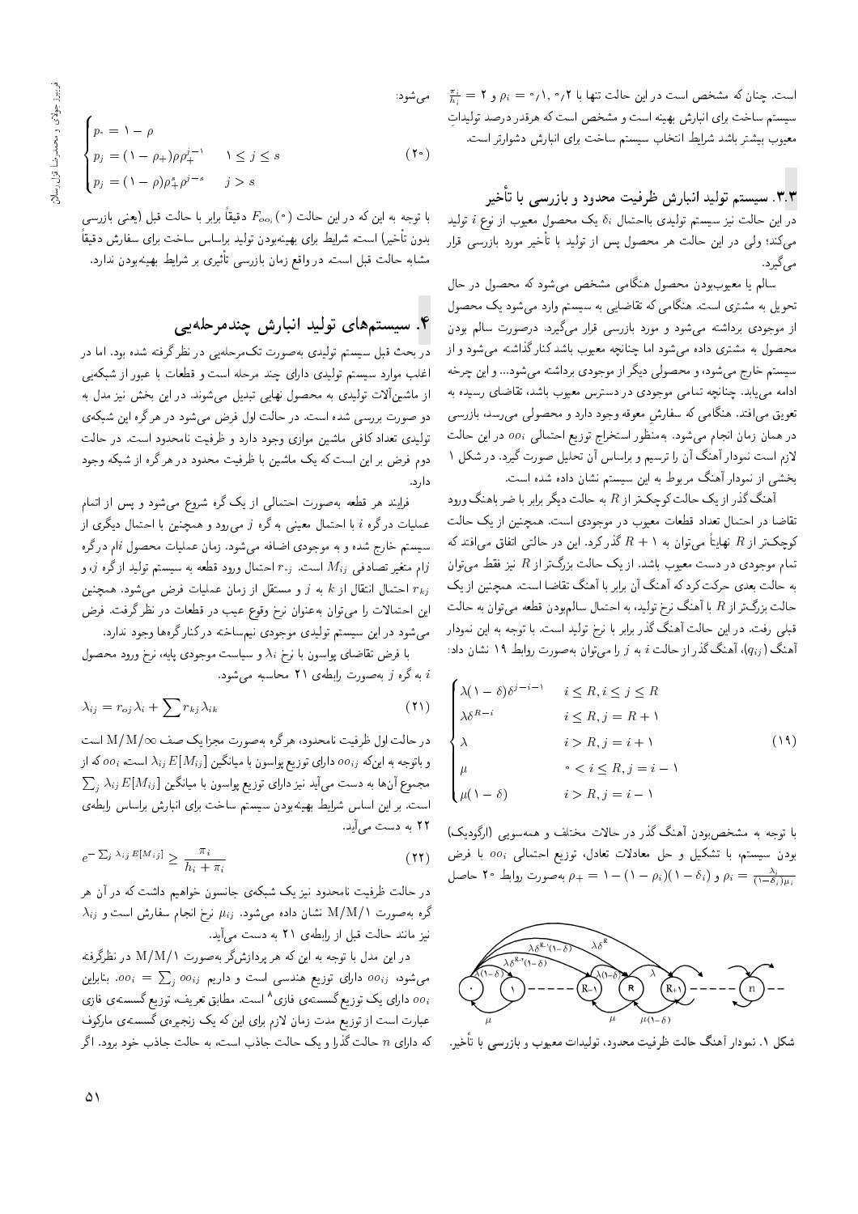است. چنان که مشخص است در این حالت تنها با $\rho_i = ۰{,}۱, ۰{,}۲$ و $\frac{\pi_i}{h_i} = ۲$ سیستم ساخت برای انبارش بهینه است و مشخص است که هرقدر درصد تولیداتِ معیوب بیشتر باشد شرایط انتخاب سیستم ساخت برای انبارش دشوارتر است.

### ۳.۳. سیستم تولید انبارش ظرفیت محدود و بازرسی با تأخیر

در این حالت نیز سیستم تولیدی بااحتمال $\delta_i$ یک محصول معیوب از نوع $i$ تولید می‌کند؛ ولی در این حالت هر محصول پس از تولید با تأخیر مورد بازرسی قرار می‌گیرد.

سالم یا معیوب‌بودن محصول هنگامی مشخص می‌شود که محصول در حال تحویل به مشتری است. هنگامی که تقاضایی به سیستم وارد می‌شود یک محصول از موجودی برداشته می‌شود و مورد بازرسی قرار می‌گیرد. درصورت سالم بودن محصول به مشتری داده می‌شود اما چنانچه معیوب باشد کنار گذاشته می‌شود و از سیستم خارج می‌شود، و محصولی دیگر از موجودی برداشته می‌شود... و این چرخه ادامه می‌یابد. چنانچه تمامی موجودی در دسترس معیوب باشد، تقاضای رسیده به تعویق می‌افتد. هنگامی که سفارشِ معوقه وجود دارد و محصولی می‌رسد، بازرسی در همان زمان انجام می‌شود. به‌منظور استخراج توزیع احتمالی $oo_i$ در این حالت لازم است نمودار آهنگ آن را ترسیم و براساس آن تحلیل صورت گیرد. در شکل ۱ بخشی از نمودار آهنگ مربوط به این سیستم نشان داده شده است.

آهنگ گذر از یک حالت کوچک‌تر از $R$ به حالت دیگر برابر با ضرب آهنگ ورود تقاضا در احتمال تعداد قطعات معیوب در موجودی است. همچنین از یک حالت کوچک‌تر از $R$ نهایتاً می‌توان به $R+۱$ گذر کرد. این در حالتی اتفاق می‌افتد که تمام موجودی در دست معیوب باشد. از یک حالت بزرگ‌تر از $R$ نیز فقط می‌توان به حالت بعدی حرکت کرد که آهنگ آن برابر با آهنگ تقاضا است. همچنین از یک حالت بزرگ‌تر از $R$ با آهنگ نرخ تولید، به احتمال سالم‌بودن قطعه می‌توان به حالت قبلی رفت. در این حالت آهنگ گذر برابر با نرخ تولید است. با توجه به این نمودار آهنگ $(q_{ij})$، آهنگ گذر از حالت $i$ به $j$ را می‌توان به‌صورت روابط ۱۹ نشان داد:

$$
\begin{cases}
\lambda(۱-\delta)\delta^{j-i-۱} & i \leq R, i \leq j \leq R \\
\lambda\delta^{R-i} & i \leq R, j = R+۱ \\
\lambda & i > R, j = i+۱ \\
\mu & ۰ < i \leq R, j = i-۱ \\
\mu(۱-\delta) & i > R, j = i-۱
\end{cases}
\qquad (۱۹)
$$

با توجه به مشخص‌بودن آهنگ گذر در حالات مختلف و همه‌سویی (ارگودیک) بودن سیستم، با تشکیل و حل معادلات تعادل، توزیع احتمالی $oo_i$ با فرض $\rho_i = \frac{\lambda_i}{(۱-\delta_i)\mu_i}$ و $\rho_+ = ۱-(۱-\rho_i)(۱-\delta_i)$ به‌صورت روابط ۲۰ حاصل می‌شود:

$$
\begin{cases}
p_۰ = ۱-\rho \\
p_j = (۱-\rho_+)\rho\rho_+^{j-۱} & ۱ \leq j \leq s \\
p_j = (۱-\rho)\rho_+^{s}\rho^{j-s} & j > s
\end{cases}
\qquad (۲۰)
$$

با توجه به این که در این حالت $F_{oo_i}(۰)$ دقیقاً برابر با حالت قبل (یعنی بازرسی بدون تأخیر) است، شرایط برای بهینه‌بودن تولید براساس ساخت برای سفارش دقیقاً مشابه حالت قبل است. در واقع زمان بازرسی تأثیری بر شرایط بهینه‌بودن ندارد.

## ۴. سیستم‌های تولید انبارش چندمرحله‌یی

در بحث قبل سیستم تولیدی به‌صورت تک‌مرحله‌یی در نظر گرفته شده بود. اما در اغلب موارد سیستم تولیدی دارای چند مرحله است و قطعات با عبور از شبکه‌یی از ماشین‌آلات تولیدی به محصول نهایی تبدیل می‌شوند. در این بخش نیز مدل به دو صورت بررسی شده است. در حالت اول فرض می‌شود در هر گره این شبکه‌ی تولیدی تعداد کافی ماشین موازی وجود دارد و ظرفیت نامحدود است. در حالت دوم فرض بر این است که یک ماشین با ظرفیت محدود در هر گره از شبکه وجود دارد.

فرایند هر قطعه به‌صورت احتمالی از یک گره شروع می‌شود و پس از اتمام عملیات در گره $i$ با احتمال معینی به گره $j$ می‌رود و همچنین با احتمال دیگری از سیستم خارج شده و به موجودی اضافه می‌شود. زمان عملیات محصول $i$ام در گره $j$ام متغیر تصادفی $M_{ij}$ است. $r_{oj}$ احتمال ورود قطعه به سیستم تولید از گره $j$، و $r_{kj}$ احتمال انتقال از $k$ به $j$ و مستقل از زمان عملیات فرض می‌شود. همچنین این احتمالات را می‌توان به‌عنوان نرخ وقوع عیب در قطعات در نظر گرفت. فرض می‌شود در این سیستم تولیدی موجودی نیم‌ساخته در کنار گره‌ها وجود ندارد.

با فرض تقاضای پواسون با نرخ $\lambda_i$ و سیاست موجودی پایه، نرخ ورود محصول $i$ به گره $j$ به‌صورت رابطه‌ی ۲۱ محاسبه می‌شود.

$$\lambda_{ij} = r_{oj}\lambda_i + \sum r_{kj}\lambda_{ik} \qquad (۲۱)$$

در حالت اول ظرفیت نامحدود، هر گره به‌صورت مجزا یک صف $M/M/\infty$ است و باتوجه به این‌که $oo_{ij}$ دارای توزیع پواسون با میانگین $\lambda_{ij}E[M_{ij}]$ است، $oo_i$ که از مجموع آن‌ها به دست می‌آید نیز دارای توزیع پواسون با میانگین $\sum_j \lambda_{ij}E[M_{ij}]$ است. بر این اساس شرایط بهینه‌بودن سیستم ساخت برای انبارش براساس رابطه‌ی ۲۲ به دست می‌آید.

$$e^{-\sum_j \lambda_{ij}E[M_{ij}]} \geq \frac{\pi_i}{h_i+\pi_i} \qquad (۲۲)$$

در حالت ظرفیت نامحدود نیز یک شبکه‌ی جانسون خواهیم داشت که در آن هر گره به‌صورت $M/M/۱$ نشان داده می‌شود. $\mu_{ij}$ نرخ انجام سفارش است و $\lambda_{ij}$ نیز مانند حالت قبل از رابطه‌ی ۲۱ به دست می‌آید.

در این مدل با توجه به این که هر پردازش‌گر به‌صورت $M/M/۱$ در نظرگرفته می‌شود، $oo_{ij}$ دارای توزیع هندسی است و داریم $oo_i = \sum_j oo_{ij}$. بنابراین $oo_i$ دارای یک توزیع گسسته‌ی فازی[۸] است. مطابق تعریف، توزیع گسسته‌ی فازی عبارت است از توزیع مدت زمان لازم برای این که یک زنجیره‌ی گسسته‌ی مارکوف که دارای $n$ حالت گذرا و یک حالت جاذب است، به حالت جاذب خود برود. اگر

شکل ۱. نمودار آهنگ حالت ظرفیت محدود، تولیدات معیوب و بازرسی با تأخیر.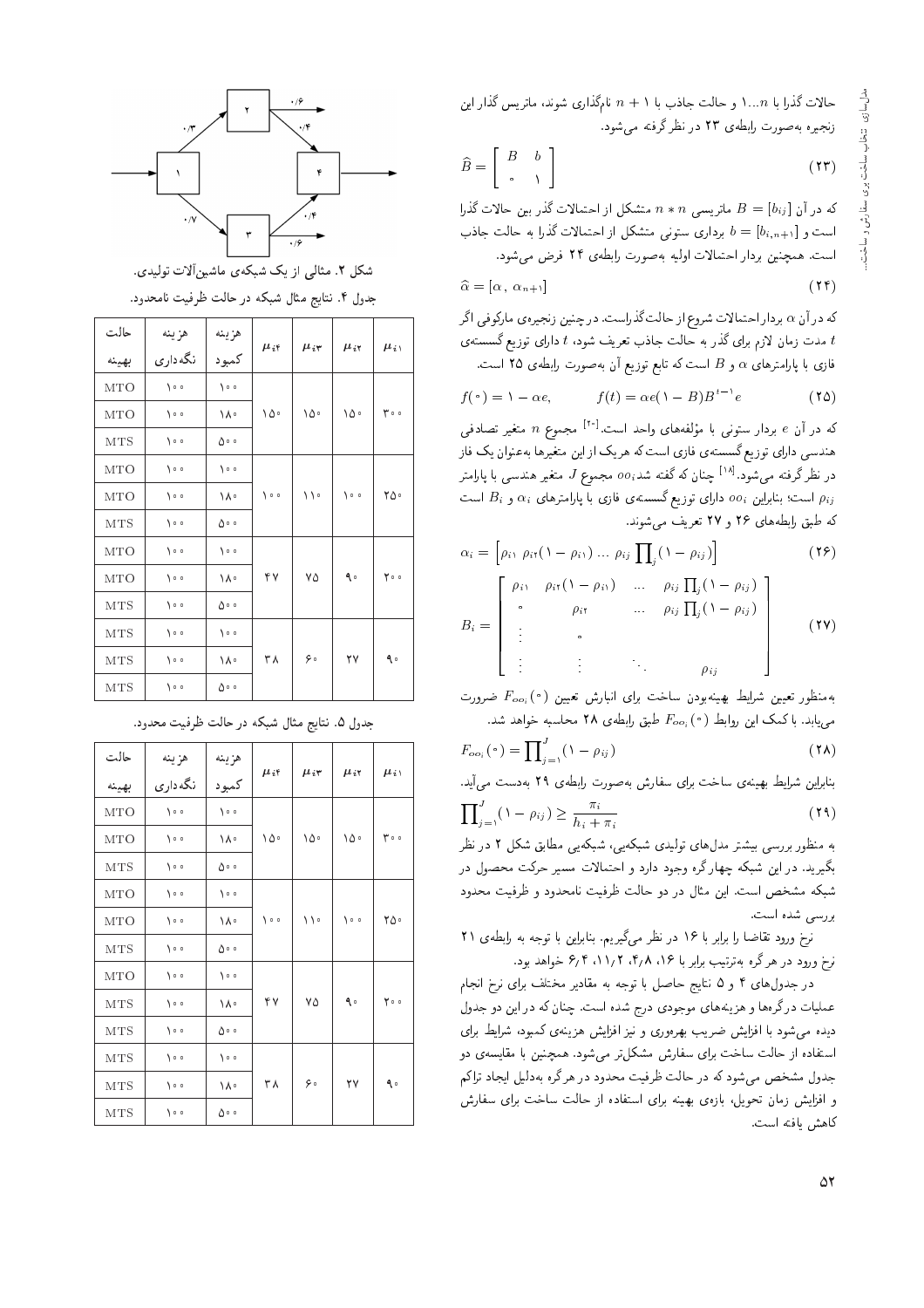حالات گذرا با ۱...$n$ و حالت جاذب با ۱ + $n$ نام‌گذاری شوند، ماتریس گذار این زنجیره به‌صورت رابطه‌ی ۲۳ در نظر گرفته می‌شود.

$$\widehat{B} = \begin{bmatrix} B & b \\ 0 & 1 \end{bmatrix} \tag{23}$$

که در آن $B = [b_{ij}]$ ماتریسی $n * n$ متشکل از احتمالات گذر بین حالات گذرا است و $b = [b_{i,n+1}]$ برداری ستونی متشکل از احتمالات گذرا به حالت جاذب است. همچنین بردار احتمالات اولیه به‌صورت رابطه‌ی ۲۴ فرض می‌شود.

$$\widehat{\alpha} = [\alpha, \ \alpha_{n+1}] \tag{24}$$

که در آن $\alpha$ بردار احتمالات شروع از حالت گذراست. در چنین زنجیره‌ی مارکوفی اگر $t$ مدت زمان لازم برای گذر به حالت جاذب تعریف شود، $t$ دارای توزیع گسسته‌ی فازی با پارامترهای $\alpha$ و $B$ است که تابع توزیع آن به‌صورت رابطه‌ی ۲۵ است.

$$f(0) = 1 - \alpha e, \qquad f(t) = \alpha e(1 - B)B^{t-1}e \tag{25}$$

که در آن $e$ بردار ستونی با مؤلفه‌های واحد است.[20] مجموع $n$ متغیر تصادفی هندسی دارای توزیع گسسته‌ی فازی است که هریک از این متغیرها به‌عنوان یک فاز در نظر گرفته می‌شود.[18] چنان که گفته شد $oo_i$ مجموع $J$ متغیر هندسی با پارامتر $\rho_{ij}$ است؛ بنابراین $oo_i$ دارای توزیع گسسته‌ی فازی با پارامترهای $\alpha_i$ و $B_i$ است که طبق رابطه‌های ۲۶ و ۲۷ تعریف می‌شوند.

$$\alpha_i = \left[\rho_{i1} \ \rho_{i2}(1 - \rho_{i1}) \ \dots \ \rho_{ij} \prod_j (1 - \rho_{ij})\right] \tag{26}$$

$$B_i = \begin{bmatrix} \rho_{i1} & \rho_{i2}(1 - \rho_{i1}) & \dots & \rho_{ij} \prod_j (1 - \rho_{ij}) \\ 0 & \rho_{i2} & \dots & \rho_{ij} \prod_j (1 - \rho_{ij}) \\ \vdots & 0 & & \\ \vdots & \vdots & \ddots & \rho_{ij} \end{bmatrix} \tag{27}$$

به‌منظور تعیین شرایط بهینه‌بودن ساخت برای انبارش تعیین $F_{oo_i}(0)$ ضرورت می‌یابد. با کمک این روابط $F_{oo_i}(0)$ طبق رابطه‌ی ۲۸ محاسبه خواهد شد.

$$F_{oo_i}(0) = \prod_{j=1}^{J} (1 - \rho_{ij}) \tag{28}$$

بنابراین شرایط بهینه‌ی ساخت برای سفارش به‌صورت رابطه‌ی ۲۹ به‌دست می‌آید.

$$\prod_{j=1}^{J} (1 - \rho_{ij}) \geq \frac{\pi_i}{h_i + \pi_i} \tag{29}$$

به منظور بررسی بیشتر مدل‌های تولیدی شبکه‌یی، شبکه‌یی مطابق شکل ۲ در نظر بگیرید. در این شبکه چهارگره وجود دارد و احتمالات مسیر حرکت محصول در شبکه مشخص است. این مثال در دو حالت ظرفیت نامحدود و ظرفیت محدود بررسی شده است.

نرخ ورود تقاضا را برابر با ۱۶ در نظر می‌گیریم. بنابراین با توجه به رابطه‌ی ۲۱ نرخ ورود در هر گره به‌ترتیب برابر با ۱۶، ۴٫۸، ۱۱٫۲، ۶٫۴ خواهد بود.

در جدول‌های ۴ و ۵ نتایج حاصل با توجه به مقادیر مختلف برای نرخ انجام عملیات در گره‌ها و هزینه‌های موجودی درج شده است. چنان که در این دو جدول دیده می‌شود با افزایش ضریب بهره‌وری و نیز افزایش هزینه‌ی کمبود، شرایط برای استفاده از حالت ساخت برای سفارش مشکل‌تر می‌شود. همچنین با مقایسه‌ی دو جدول مشخص می‌شود که در حالت ظرفیت محدود در هرگره به‌دلیل ایجاد تراکم و افزایش زمان تحویل، بازه‌ی بهینه برای استفاده از حالت ساخت برای سفارش کاهش یافته است.

شکل ۲. مثالی از یک شبکه‌ی ماشین‌آلات تولیدی.

جدول ۴. نتایج مثال شبکه در حالت ظرفیت نامحدود.

| $\mu_{i1}$ | $\mu_{i2}$ | $\mu_{i3}$ | $\mu_{i4}$ | هزینه کمبود | هزینه نگه‌داری | حالت بهینه |
|---|---|---|---|---|---|---|
| ۳۰۰ | ۱۵۰ | ۱۵۰ | ۱۵۰ | ۱۰۰ | ۱۰۰ | MTO |
| | | | | ۱۸۰ | ۱۰۰ | MTO |
| | | | | ۵۰۰ | ۱۰۰ | MTS |
| ۲۵۰ | ۱۰۰ | ۱۱۰ | ۱۰۰ | ۱۰۰ | ۱۰۰ | MTO |
| | | | | ۱۸۰ | ۱۰۰ | MTO |
| | | | | ۵۰۰ | ۱۰۰ | MTS |
| ۲۰۰ | ۹۰ | ۷۵ | ۴۷ | ۱۰۰ | ۱۰۰ | MTO |
| | | | | ۱۸۰ | ۱۰۰ | MTO |
| | | | | ۵۰۰ | ۱۰۰ | MTS |
| ۹۰ | ۲۷ | ۶۰ | ۳۸ | ۱۰۰ | ۱۰۰ | MTS |
| | | | | ۱۸۰ | ۱۰۰ | MTS |
| | | | | ۵۰۰ | ۱۰۰ | MTS |

جدول ۵. نتایج مثال شبکه در حالت ظرفیت محدود.

| $\mu_{i1}$ | $\mu_{i2}$ | $\mu_{i3}$ | $\mu_{i4}$ | هزینه کمبود | هزینه نگه‌داری | حالت بهینه |
|---|---|---|---|---|---|---|
| ۳۰۰ | ۱۵۰ | ۱۵۰ | ۱۵۰ | ۱۰۰ | ۱۰۰ | MTO |
| | | | | ۱۸۰ | ۱۰۰ | MTO |
| | | | | ۵۰۰ | ۱۰۰ | MTS |
| ۲۵۰ | ۱۰۰ | ۱۱۰ | ۱۰۰ | ۱۰۰ | ۱۰۰ | MTO |
| | | | | ۱۸۰ | ۱۰۰ | MTO |
| | | | | ۵۰۰ | ۱۰۰ | MTS |
| ۲۰۰ | ۹۰ | ۷۵ | ۴۷ | ۱۰۰ | ۱۰۰ | MTO |
| | | | | ۱۸۰ | ۱۰۰ | MTS |
| | | | | ۵۰۰ | ۱۰۰ | MTS |
| ۹۰ | ۲۷ | ۶۰ | ۳۸ | ۱۰۰ | ۱۰۰ | MTS |
| | | | | ۱۸۰ | ۱۰۰ | MTS |
| | | | | ۵۰۰ | ۱۰۰ | MTS |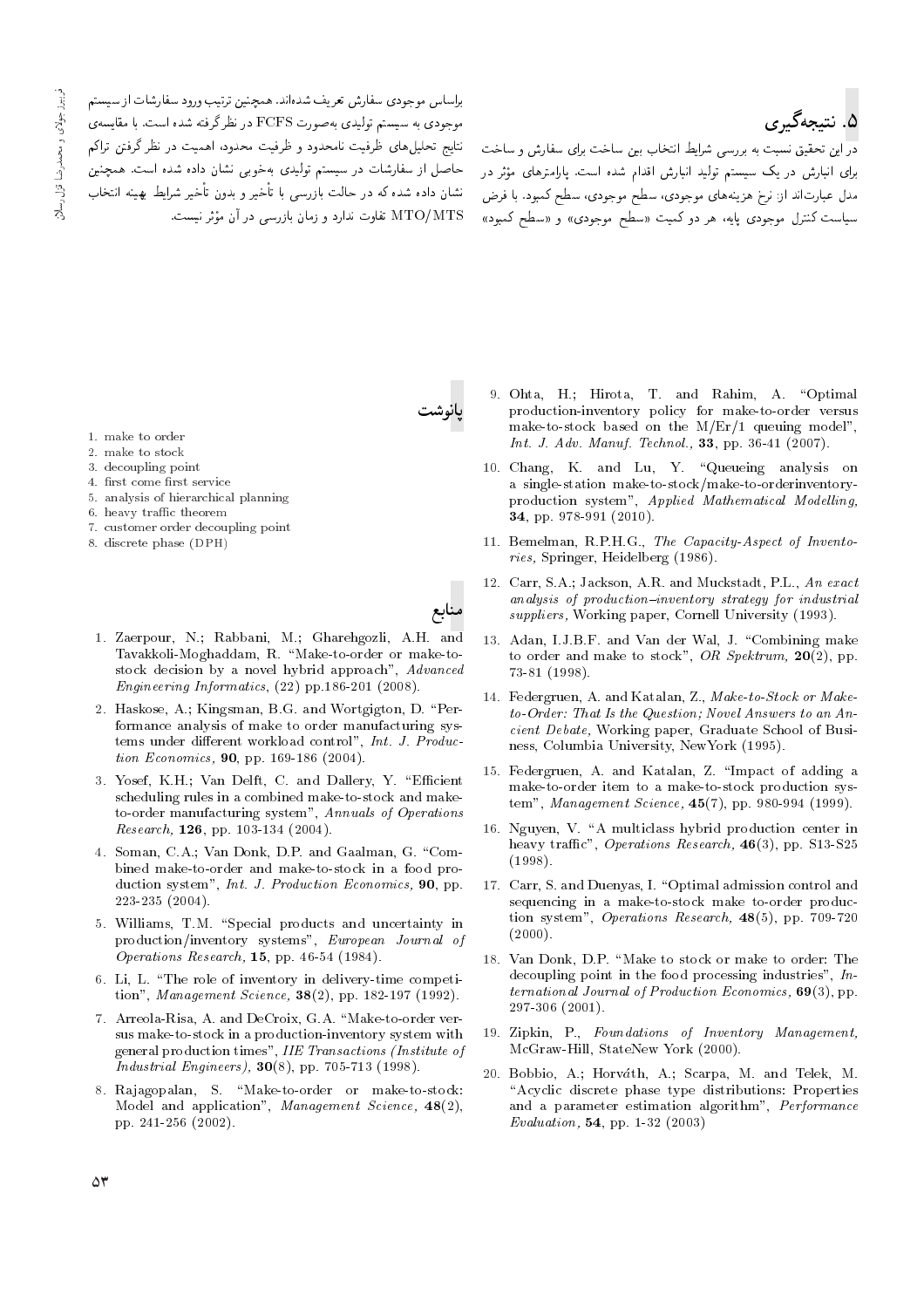## ۵. نتیجه‌گیری

در این تحقیق نسبت به بررسی شرایط انتخاب بین ساخت برای سفارش و ساخت برای انبارش در یک سیستم تولید انبارش اقدام شده است. پارامترهای مؤثر در مدل عبارت‌اند از: نرخ هزینه‌های موجودی، سطح موجودی، سطح کمبود. با فرض سیاست کنترل موجودی پایه، هر دو کمیت «سطح موجودی» و «سطح کمبود» براساس موجودی سفارش تعریف شده‌اند. همچنین ترتیب ورود سفارشات از سیستم موجودی به سیستم تولیدی به‌صورت FCFS در نظر گرفته شده است. با مقایسه‌ی نتایج تحلیل‌های ظرفیت نامحدود و ظرفیت محدود، اهمیت در نظر گرفتن تراکم حاصل از سفارشات در سیستم تولیدی به‌خوبی نشان داده شده است. همچنین نشان داده شده که در حالت بازرسی با تأخیر و بدون تأخیر شرایط بهینه انتخاب MTO/MTS تفاوت ندارد و زمان بازرسی در آن مؤثر نیست.

## پانوشت

1. make to order
2. make to stock
3. decoupling point
4. first come first service
5. analysis of hierarchical planning
6. heavy traffic theorem
7. customer order decoupling point
8. discrete phase (DPH)

## منابع

1. Zaerpour, N.; Rabbani, M.; Gharehgozli, A.H. and Tavakkoli-Moghaddam, R. "Make-to-order or make-to-stock decision by a novel hybrid approach", *Advanced Engineering Informatics*, (22) pp.186-201 (2008).
2. Haskose, A.; Kingsman, B.G. and Wortgigton, D. "Performance analysis of make to order manufacturing systems under different workload control", *Int. J. Production Economics*, **90**, pp. 169-186 (2004).
3. Yosef, K.H.; Van Delft, C. and Dallery, Y. "Efficient scheduling rules in a combined make-to-stock and make-to-order manufacturing system", *Annuals of Operations Research*, **126**, pp. 103-134 (2004).
4. Soman, C.A.; Van Donk, D.P. and Gaalman, G. "Combined make-to-order and make-to-stock in a food production system", *Int. J. Production Economics*, **90**, pp. 223-235 (2004).
5. Williams, T.M. "Special products and uncertainty in production/inventory systems", *European Journal of Operations Research*, **15**, pp. 46-54 (1984).
6. Li, L. "The role of inventory in delivery-time competition", *Management Science*, **38**(2), pp. 182-197 (1992).
7. Arreola-Risa, A. and DeCroix, G.A. "Make-to-order versus make-to-stock in a production-inventory system with general production times", *IIE Transactions (Institute of Industrial Engineers)*, **30**(8), pp. 705-713 (1998).
8. Rajagopalan, S. "Make-to-order or make-to-stock: Model and application", *Management Science*, **48**(2), pp. 241-256 (2002).
9. Ohta, H.; Hirota, T. and Rahim, A. "Optimal production-inventory policy for make-to-order versus make-to-stock based on the M/Er/1 queuing model", *Int. J. Adv. Manuf. Technol.*, **33**, pp. 36-41 (2007).
10. Chang, K. and Lu, Y. "Queueing analysis on a single-station make-to-stock/make-to-orderinventory-production system", *Applied Mathematical Modelling*, **34**, pp. 978-991 (2010).
11. Bemelman, R.P.H.G., *The Capacity-Aspect of Inventories*, Springer, Heidelberg (1986).
12. Carr, S.A.; Jackson, A.R. and Muckstadt, P.L., *An exact analysis of production–inventory strategy for industrial suppliers*, Working paper, Cornell University (1993).
13. Adan, I.J.B.F. and Van der Wal, J. "Combining make to order and make to stock", *OR Spektrum*, **20**(2), pp. 73-81 (1998).
14. Federgruen, A. and Katalan, Z., *Make-to-Stock or Make-to-Order: That Is the Question; Novel Answers to an Ancient Debate*, Working paper, Graduate School of Business, Columbia University, NewYork (1995).
15. Federgruen, A. and Katalan, Z. "Impact of adding a make-to-order item to a make-to-stock production system", *Management Science*, **45**(7), pp. 980-994 (1999).
16. Nguyen, V. "A multiclass hybrid production center in heavy traffic", *Operations Research*, **46**(3), pp. S13-S25 (1998).
17. Carr, S. and Duenyas, I. "Optimal admission control and sequencing in a make-to-stock make to-order production system", *Operations Research*, **48**(5), pp. 709-720 (2000).
18. Van Donk, D.P. "Make to stock or make to order: The decoupling point in the food processing industries", *International Journal of Production Economics*, **69**(3), pp. 297-306 (2001).
19. Zipkin, P., *Foundations of Inventory Management*, McGraw-Hill, StateNew York (2000).
20. Bobbio, A.; Horváth, A.; Scarpa, M. and Telek, M. "Acyclic discrete phase type distributions: Properties and a parameter estimation algorithm", *Performance Evaluation*, **54**, pp. 1-32 (2003)